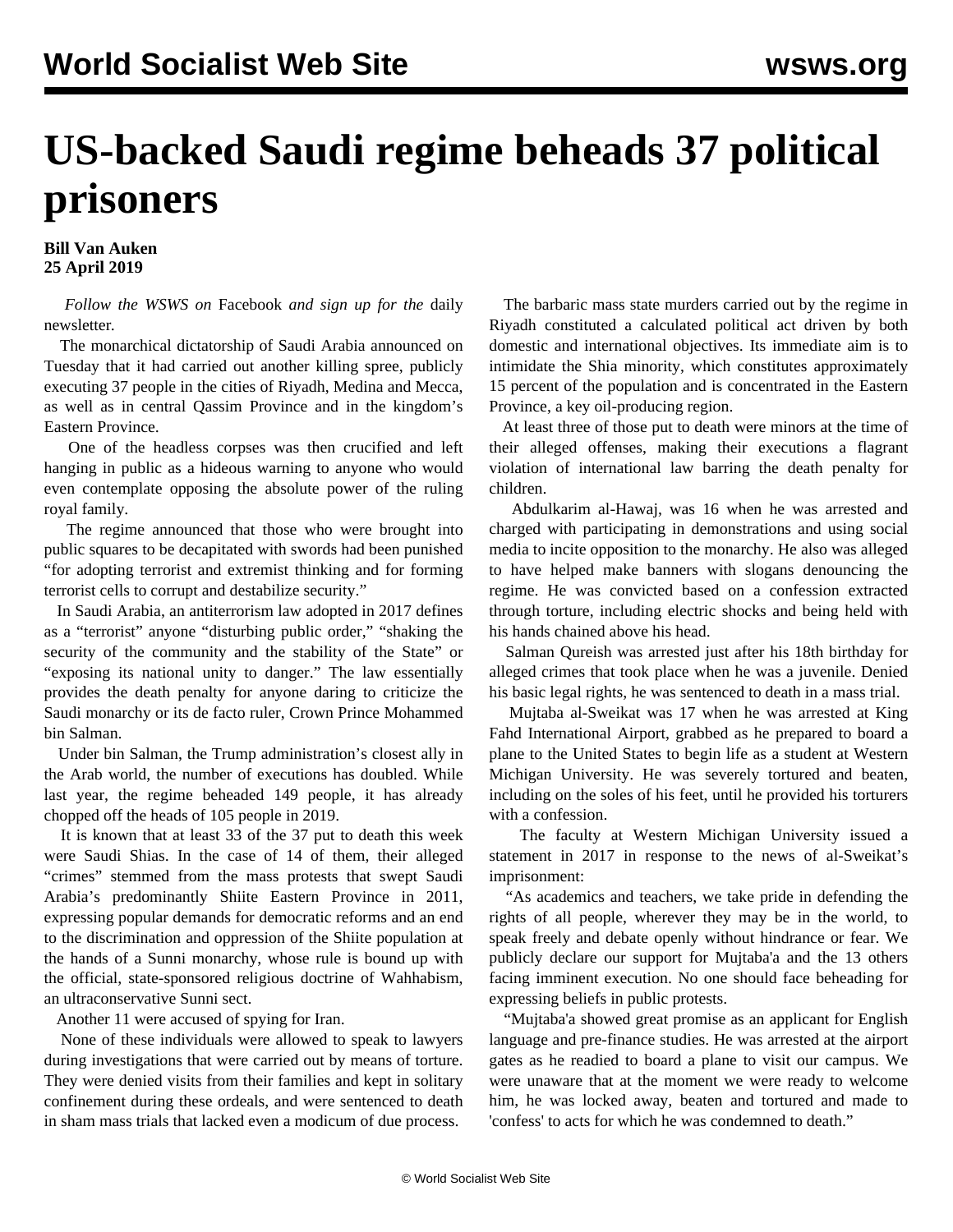# US-backed Saudi regime beheads 37 political prisoners

**Bill Van Auken**
**25 April 2019**

*Follow the WSWS on* Facebook *and sign up for the* daily newsletter.

The monarchical dictatorship of Saudi Arabia announced on Tuesday that it had carried out another killing spree, publicly executing 37 people in the cities of Riyadh, Medina and Mecca, as well as in central Qassim Province and in the kingdom's Eastern Province.

One of the headless corpses was then crucified and left hanging in public as a hideous warning to anyone who would even contemplate opposing the absolute power of the ruling royal family.

The regime announced that those who were brought into public squares to be decapitated with swords had been punished "for adopting terrorist and extremist thinking and for forming terrorist cells to corrupt and destabilize security."

In Saudi Arabia, an antiterrorism law adopted in 2017 defines as a "terrorist" anyone "disturbing public order," "shaking the security of the community and the stability of the State" or "exposing its national unity to danger." The law essentially provides the death penalty for anyone daring to criticize the Saudi monarchy or its de facto ruler, Crown Prince Mohammed bin Salman.

Under bin Salman, the Trump administration's closest ally in the Arab world, the number of executions has doubled. While last year, the regime beheaded 149 people, it has already chopped off the heads of 105 people in 2019.

It is known that at least 33 of the 37 put to death this week were Saudi Shias. In the case of 14 of them, their alleged "crimes" stemmed from the mass protests that swept Saudi Arabia's predominantly Shiite Eastern Province in 2011, expressing popular demands for democratic reforms and an end to the discrimination and oppression of the Shiite population at the hands of a Sunni monarchy, whose rule is bound up with the official, state-sponsored religious doctrine of Wahhabism, an ultraconservative Sunni sect.

Another 11 were accused of spying for Iran.

None of these individuals were allowed to speak to lawyers during investigations that were carried out by means of torture. They were denied visits from their families and kept in solitary confinement during these ordeals, and were sentenced to death in sham mass trials that lacked even a modicum of due process.

The barbaric mass state murders carried out by the regime in Riyadh constituted a calculated political act driven by both domestic and international objectives. Its immediate aim is to intimidate the Shia minority, which constitutes approximately 15 percent of the population and is concentrated in the Eastern Province, a key oil-producing region.

At least three of those put to death were minors at the time of their alleged offenses, making their executions a flagrant violation of international law barring the death penalty for children.

Abdulkarim al-Hawaj, was 16 when he was arrested and charged with participating in demonstrations and using social media to incite opposition to the monarchy. He also was alleged to have helped make banners with slogans denouncing the regime. He was convicted based on a confession extracted through torture, including electric shocks and being held with his hands chained above his head.

Salman Qureish was arrested just after his 18th birthday for alleged crimes that took place when he was a juvenile. Denied his basic legal rights, he was sentenced to death in a mass trial.

Mujtaba al-Sweikat was 17 when he was arrested at King Fahd International Airport, grabbed as he prepared to board a plane to the United States to begin life as a student at Western Michigan University. He was severely tortured and beaten, including on the soles of his feet, until he provided his torturers with a confession.

The faculty at Western Michigan University issued a statement in 2017 in response to the news of al-Sweikat's imprisonment:

"As academics and teachers, we take pride in defending the rights of all people, wherever they may be in the world, to speak freely and debate openly without hindrance or fear. We publicly declare our support for Mujtaba'a and the 13 others facing imminent execution. No one should face beheading for expressing beliefs in public protests.

"Mujtaba'a showed great promise as an applicant for English language and pre-finance studies. He was arrested at the airport gates as he readied to board a plane to visit our campus. We were unaware that at the moment we were ready to welcome him, he was locked away, beaten and tortured and made to 'confess' to acts for which he was condemned to death."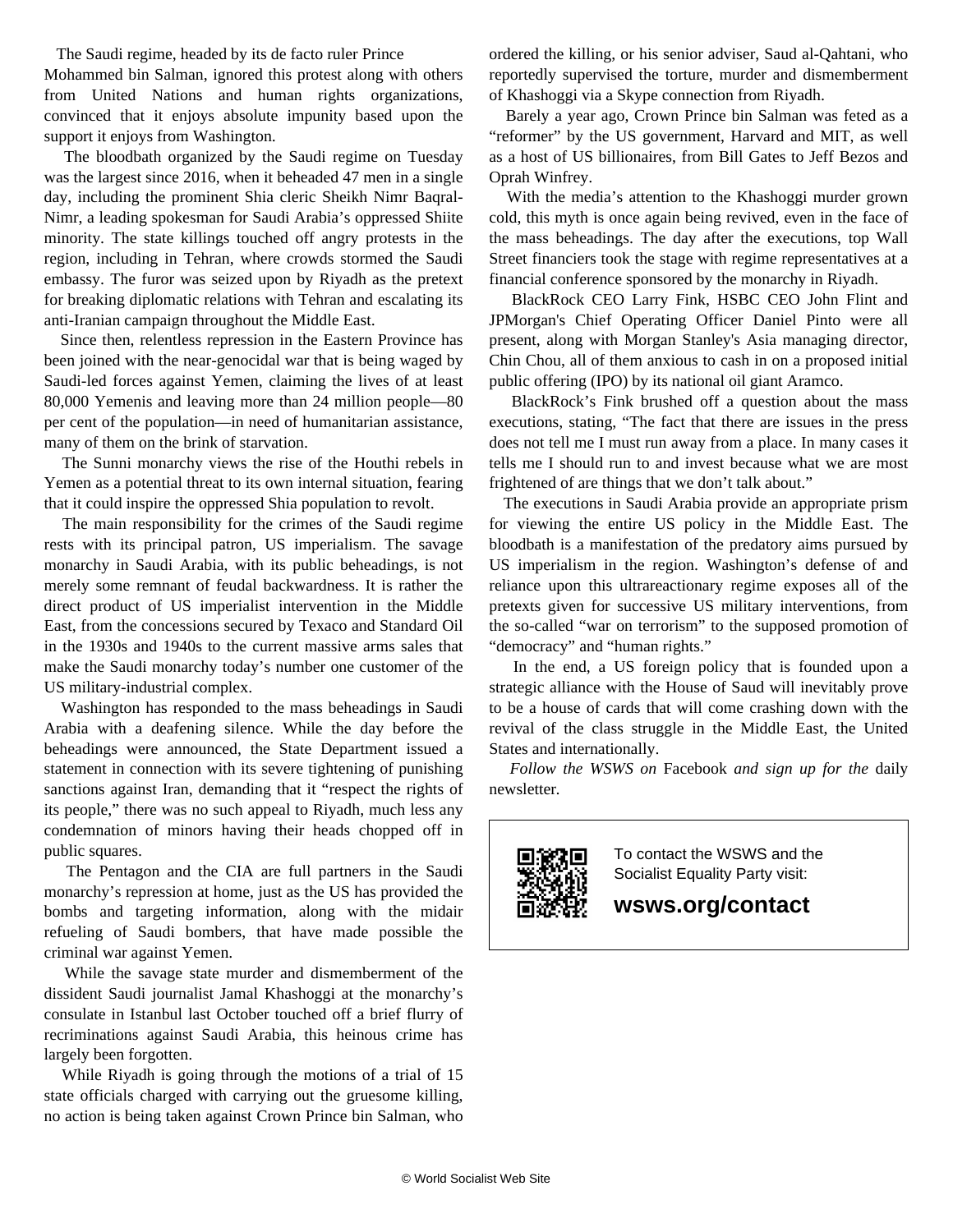The Saudi regime, headed by its de facto ruler Prince Mohammed bin Salman, ignored this protest along with others from United Nations and human rights organizations, convinced that it enjoys absolute impunity based upon the support it enjoys from Washington.

The bloodbath organized by the Saudi regime on Tuesday was the largest since 2016, when it beheaded 47 men in a single day, including the prominent Shia cleric Sheikh Nimr Baqral-Nimr, a leading spokesman for Saudi Arabia's oppressed Shiite minority. The state killings touched off angry protests in the region, including in Tehran, where crowds stormed the Saudi embassy. The furor was seized upon by Riyadh as the pretext for breaking diplomatic relations with Tehran and escalating its anti-Iranian campaign throughout the Middle East.

Since then, relentless repression in the Eastern Province has been joined with the near-genocidal war that is being waged by Saudi-led forces against Yemen, claiming the lives of at least 80,000 Yemenis and leaving more than 24 million people—80 per cent of the population—in need of humanitarian assistance, many of them on the brink of starvation.

The Sunni monarchy views the rise of the Houthi rebels in Yemen as a potential threat to its own internal situation, fearing that it could inspire the oppressed Shia population to revolt.

The main responsibility for the crimes of the Saudi regime rests with its principal patron, US imperialism. The savage monarchy in Saudi Arabia, with its public beheadings, is not merely some remnant of feudal backwardness. It is rather the direct product of US imperialist intervention in the Middle East, from the concessions secured by Texaco and Standard Oil in the 1930s and 1940s to the current massive arms sales that make the Saudi monarchy today's number one customer of the US military-industrial complex.

Washington has responded to the mass beheadings in Saudi Arabia with a deafening silence. While the day before the beheadings were announced, the State Department issued a statement in connection with its severe tightening of punishing sanctions against Iran, demanding that it "respect the rights of its people," there was no such appeal to Riyadh, much less any condemnation of minors having their heads chopped off in public squares.

The Pentagon and the CIA are full partners in the Saudi monarchy's repression at home, just as the US has provided the bombs and targeting information, along with the midair refueling of Saudi bombers, that have made possible the criminal war against Yemen.

While the savage state murder and dismemberment of the dissident Saudi journalist Jamal Khashoggi at the monarchy's consulate in Istanbul last October touched off a brief flurry of recriminations against Saudi Arabia, this heinous crime has largely been forgotten.

While Riyadh is going through the motions of a trial of 15 state officials charged with carrying out the gruesome killing, no action is being taken against Crown Prince bin Salman, who ordered the killing, or his senior adviser, Saud al-Qahtani, who reportedly supervised the torture, murder and dismemberment of Khashoggi via a Skype connection from Riyadh.

Barely a year ago, Crown Prince bin Salman was feted as a "reformer" by the US government, Harvard and MIT, as well as a host of US billionaires, from Bill Gates to Jeff Bezos and Oprah Winfrey.

With the media's attention to the Khashoggi murder grown cold, this myth is once again being revived, even in the face of the mass beheadings. The day after the executions, top Wall Street financiers took the stage with regime representatives at a financial conference sponsored by the monarchy in Riyadh.

BlackRock CEO Larry Fink, HSBC CEO John Flint and JPMorgan's Chief Operating Officer Daniel Pinto were all present, along with Morgan Stanley's Asia managing director, Chin Chou, all of them anxious to cash in on a proposed initial public offering (IPO) by its national oil giant Aramco.

BlackRock's Fink brushed off a question about the mass executions, stating, "The fact that there are issues in the press does not tell me I must run away from a place. In many cases it tells me I should run to and invest because what we are most frightened of are things that we don't talk about."

The executions in Saudi Arabia provide an appropriate prism for viewing the entire US policy in the Middle East. The bloodbath is a manifestation of the predatory aims pursued by US imperialism in the region. Washington's defense of and reliance upon this ultrareactionary regime exposes all of the pretexts given for successive US military interventions, from the so-called "war on terrorism" to the supposed promotion of "democracy" and "human rights."

In the end, a US foreign policy that is founded upon a strategic alliance with the House of Saud will inevitably prove to be a house of cards that will come crashing down with the revival of the class struggle in the Middle East, the United States and internationally.

*Follow the WSWS on* Facebook *and sign up for the* daily newsletter.

To contact the WSWS and the Socialist Equality Party visit:

**wsws.org/contact**